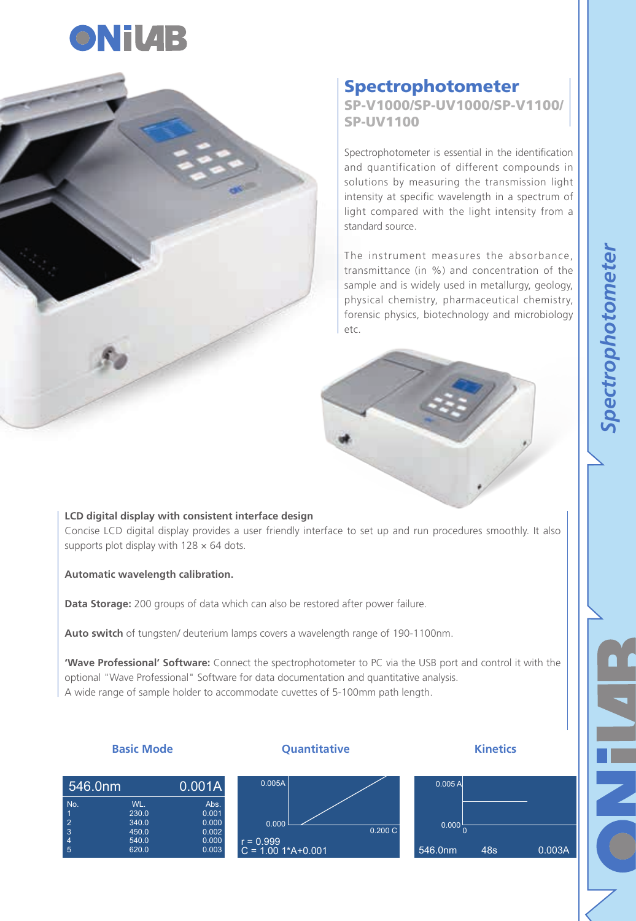# Spectrophotometer

## SP-V1000/SP-UV1000/SP-V1100/ SP-UV1100

Spectrophotometer is essential in the identification and quantification of different compounds in solutions by measuring the transmission light intensity at specific wavelength in a spectrum of light compared with the light intensity from a standard source.

The instrument measures the absorbance, transmittance (in %) and concentration of the sample and is widely used in metallurgy, geology, physical chemistry, pharmaceutical chemistry, forensic physics, biotechnology and microbiology etc.

**LCD digital display with consistent interface design**
Concise LCD digital display provides a user friendly interface to set up and run procedures smoothly. It also supports plot display with 128 × 64 dots.

**Automatic wavelength calibration.**

**Data Storage:** 200 groups of data which can also be restored after power failure.

**Auto switch** of tungsten/ deuterium lamps covers a wavelength range of 190-1100nm.

**'Wave Professional' Software:** Connect the spectrophotometer to PC via the USB port and control it with the optional "Wave Professional" Software for data documentation and quantitative analysis.
A wide range of sample holder to accommodate cuvettes of 5-100mm path length.

### Basic Mode

546.0nm 0.001A

| No. | WL. | Abs. |
|---|---|---|
| 1 | 230.0 | 0.001 |
| 2 | 340.0 | 0.000 |
| 3 | 450.0 | 0.002 |
| 4 | 540.0 | 0.000 |
| 5 | 620.0 | 0.003 |

### Quantitative

0.005A
0.000
0.200 C
r = 0.999
C = 1.00 1*A+0.001

### Kinetics

0.005 A
0.000
0
546.0nm 48s 0.003A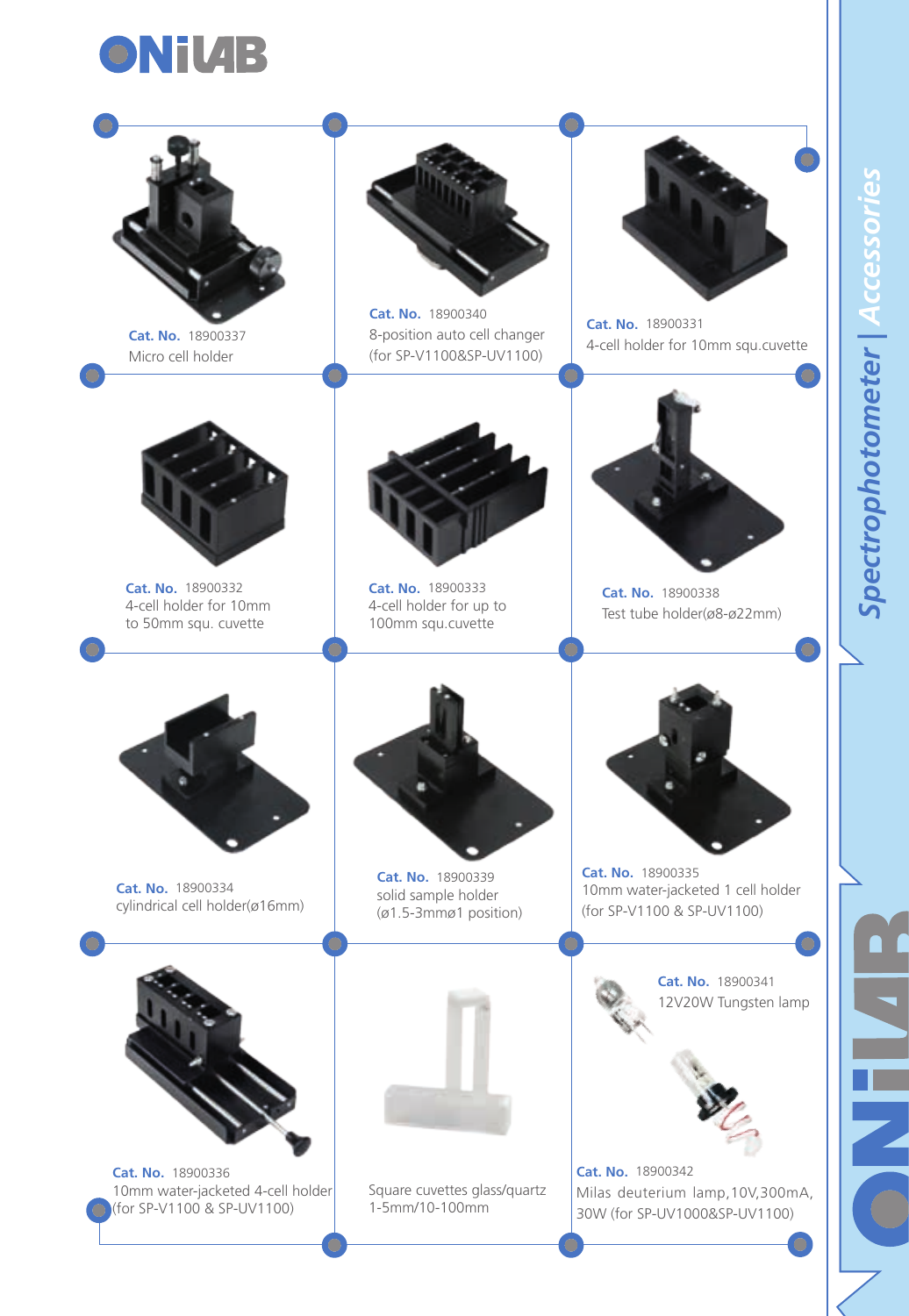# ONiLAB

**Spectrophotometer | Accessories**

**Cat. No.** 18900337
Micro cell holder

**Cat. No.** 18900340
8-position auto cell changer (for SP-V1100&SP-UV1100)

**Cat. No.** 18900331
4-cell holder for 10mm squ.cuvette

**Cat. No.** 18900332
4-cell holder for 10mm to 50mm squ. cuvette

**Cat. No.** 18900333
4-cell holder for up to 100mm squ.cuvette

**Cat. No.** 18900338
Test tube holder(ø8-ø22mm)

**Cat. No.** 18900334
cylindrical cell holder(ø16mm)

**Cat. No.** 18900339
solid sample holder (ø1.5-3mmø1 position)

**Cat. No.** 18900335
10mm water-jacketed 1 cell holder (for SP-V1100 & SP-UV1100)

**Cat. No.** 18900336
10mm water-jacketed 4-cell holder (for SP-V1100 & SP-UV1100)

Square cuvettes glass/quartz 1-5mm/10-100mm

**Cat. No.** 18900341
12V20W Tungsten lamp

**Cat. No.** 18900342
Milas deuterium lamp,10V,300mA, 30W (for SP-UV1000&SP-UV1100)